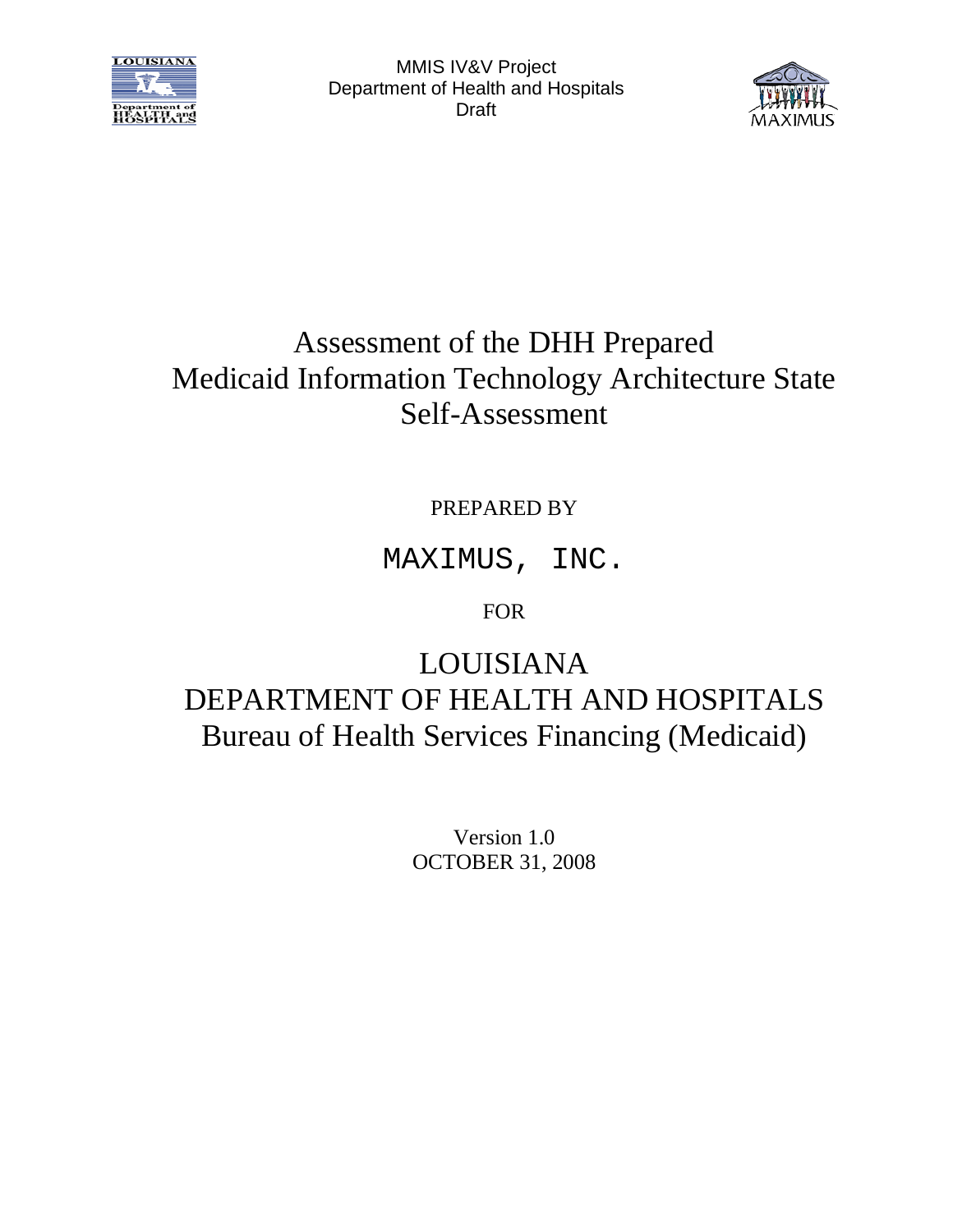# Assessment of the DHH Prepared Medicaid Information Technology Architecture State Self-Assessment

PREPARED BY

MAXIMUS, INC.

FOR

LOUISIANA
DEPARTMENT OF HEALTH AND HOSPITALS
Bureau of Health Services Financing (Medicaid)

Version 1.0
OCTOBER 31, 2008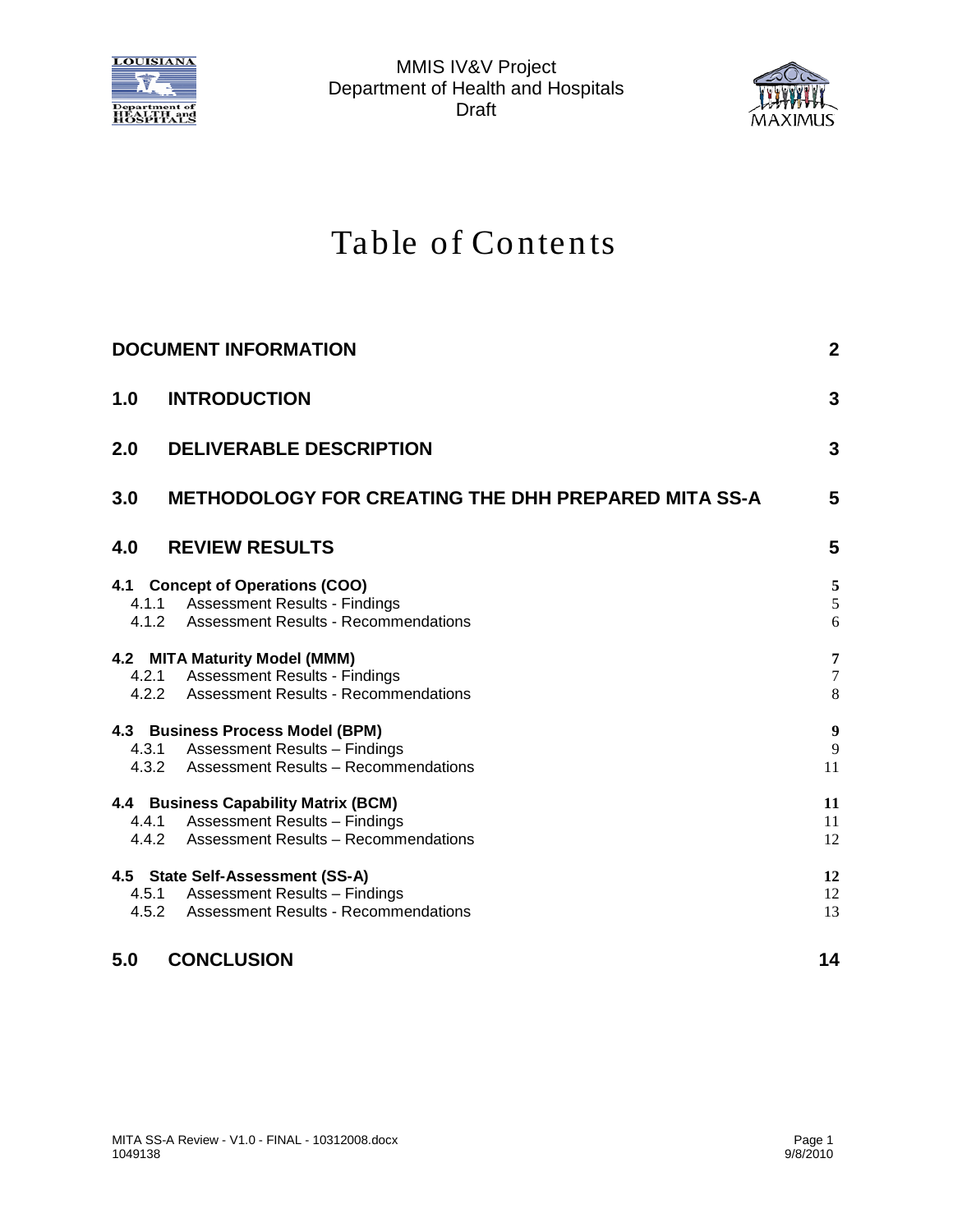# Table of Contents

| | |
|---|---|
| **DOCUMENT INFORMATION** | **2** |
| **1.0 INTRODUCTION** | **3** |
| **2.0 DELIVERABLE DESCRIPTION** | **3** |
| **3.0 METHODOLOGY FOR CREATING THE DHH PREPARED MITA SS-A** | **5** |
| **4.0 REVIEW RESULTS** | **5** |
| **4.1 Concept of Operations (COO)** | **5** |
| 4.1.1 Assessment Results - Findings | 5 |
| 4.1.2 Assessment Results - Recommendations | 6 |
| **4.2 MITA Maturity Model (MMM)** | **7** |
| 4.2.1 Assessment Results - Findings | 7 |
| 4.2.2 Assessment Results - Recommendations | 8 |
| **4.3 Business Process Model (BPM)** | **9** |
| 4.3.1 Assessment Results – Findings | 9 |
| 4.3.2 Assessment Results – Recommendations | 11 |
| **4.4 Business Capability Matrix (BCM)** | **11** |
| 4.4.1 Assessment Results – Findings | 11 |
| 4.4.2 Assessment Results – Recommendations | 12 |
| **4.5 State Self-Assessment (SS-A)** | **12** |
| 4.5.1 Assessment Results – Findings | 12 |
| 4.5.2 Assessment Results - Recommendations | 13 |
| **5.0 CONCLUSION** | **14** |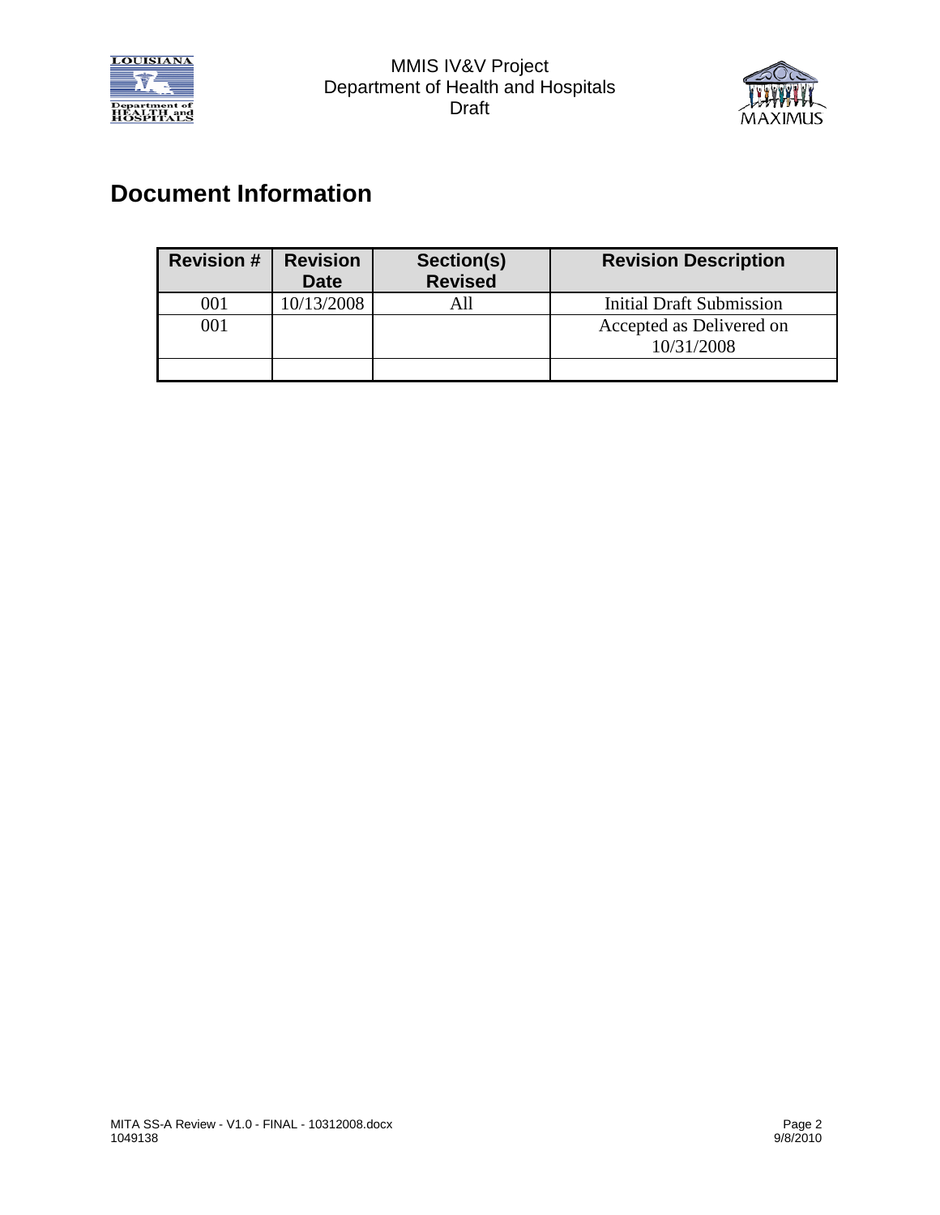# Document Information

| Revision # | Revision Date | Section(s) Revised | Revision Description |
|---|---|---|---|
| 001 | 10/13/2008 | All | Initial Draft Submission |
| 001 | | | Accepted as Delivered on 10/31/2008 |
| | | | |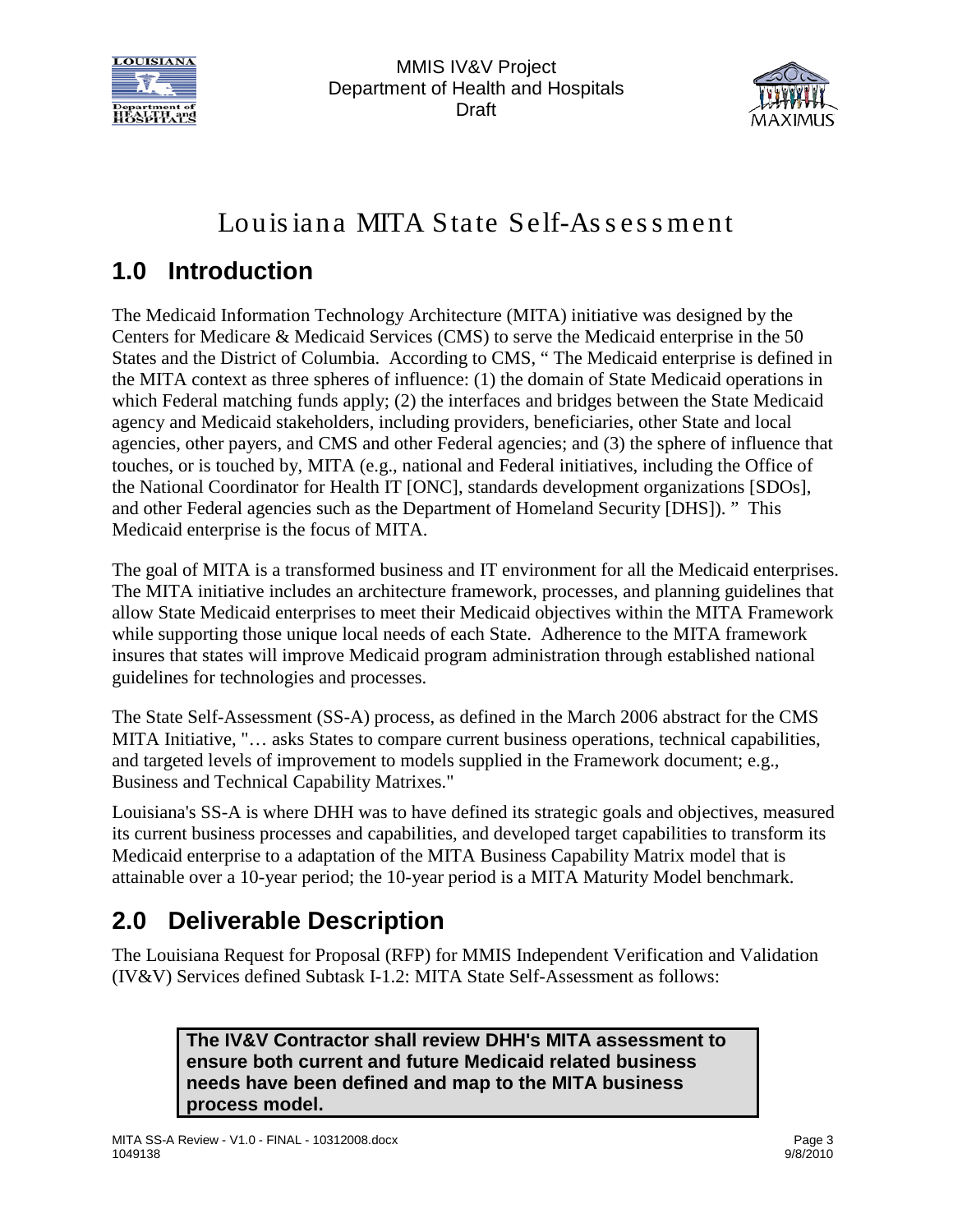# Louisiana MITA State Self-Assessment

## 1.0 Introduction

The Medicaid Information Technology Architecture (MITA) initiative was designed by the Centers for Medicare & Medicaid Services (CMS) to serve the Medicaid enterprise in the 50 States and the District of Columbia. According to CMS, " The Medicaid enterprise is defined in the MITA context as three spheres of influence: (1) the domain of State Medicaid operations in which Federal matching funds apply; (2) the interfaces and bridges between the State Medicaid agency and Medicaid stakeholders, including providers, beneficiaries, other State and local agencies, other payers, and CMS and other Federal agencies; and (3) the sphere of influence that touches, or is touched by, MITA (e.g., national and Federal initiatives, including the Office of the National Coordinator for Health IT [ONC], standards development organizations [SDOs], and other Federal agencies such as the Department of Homeland Security [DHS]). " This Medicaid enterprise is the focus of MITA.

The goal of MITA is a transformed business and IT environment for all the Medicaid enterprises. The MITA initiative includes an architecture framework, processes, and planning guidelines that allow State Medicaid enterprises to meet their Medicaid objectives within the MITA Framework while supporting those unique local needs of each State. Adherence to the MITA framework insures that states will improve Medicaid program administration through established national guidelines for technologies and processes.

The State Self-Assessment (SS-A) process, as defined in the March 2006 abstract for the CMS MITA Initiative, "… asks States to compare current business operations, technical capabilities, and targeted levels of improvement to models supplied in the Framework document; e.g., Business and Technical Capability Matrixes."

Louisiana's SS-A is where DHH was to have defined its strategic goals and objectives, measured its current business processes and capabilities, and developed target capabilities to transform its Medicaid enterprise to a adaptation of the MITA Business Capability Matrix model that is attainable over a 10-year period; the 10-year period is a MITA Maturity Model benchmark.

## 2.0 Deliverable Description

The Louisiana Request for Proposal (RFP) for MMIS Independent Verification and Validation (IV&V) Services defined Subtask I-1.2: MITA State Self-Assessment as follows:

> **The IV&V Contractor shall review DHH's MITA assessment to ensure both current and future Medicaid related business needs have been defined and map to the MITA business process model.**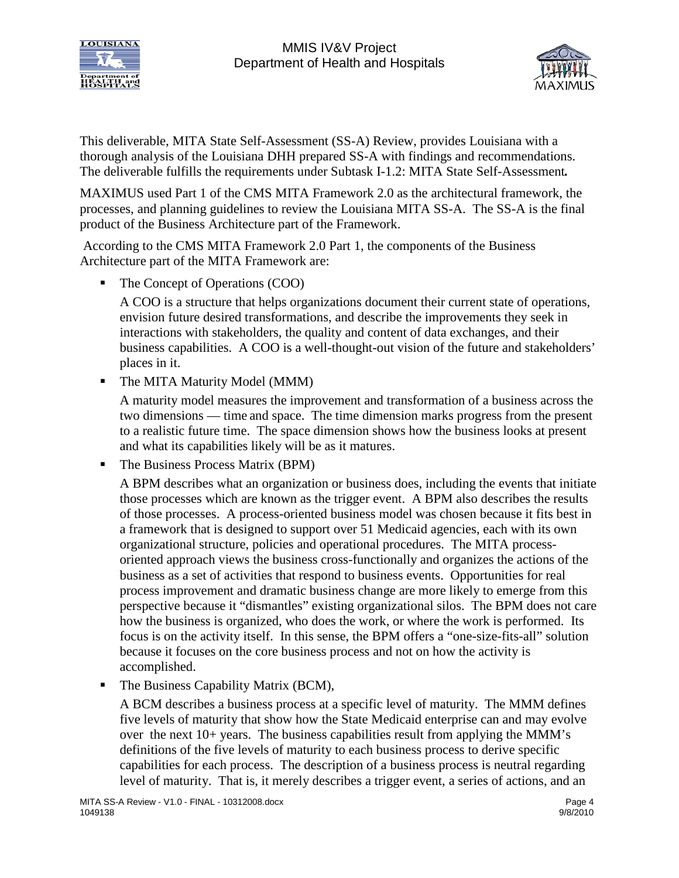This deliverable, MITA State Self-Assessment (SS-A) Review, provides Louisiana with a thorough analysis of the Louisiana DHH prepared SS-A with findings and recommendations. The deliverable fulfills the requirements under Subtask I-1.2: MITA State Self-Assessment**.**

MAXIMUS used Part 1 of the CMS MITA Framework 2.0 as the architectural framework, the processes, and planning guidelines to review the Louisiana MITA SS-A. The SS-A is the final product of the Business Architecture part of the Framework.

According to the CMS MITA Framework 2.0 Part 1, the components of the Business Architecture part of the MITA Framework are:

- The Concept of Operations (COO)

  A COO is a structure that helps organizations document their current state of operations, envision future desired transformations, and describe the improvements they seek in interactions with stakeholders, the quality and content of data exchanges, and their business capabilities. A COO is a well-thought-out vision of the future and stakeholders' places in it.

- The MITA Maturity Model (MMM)

  A maturity model measures the improvement and transformation of a business across the two dimensions — time and space. The time dimension marks progress from the present to a realistic future time. The space dimension shows how the business looks at present and what its capabilities likely will be as it matures.

- The Business Process Matrix (BPM)

  A BPM describes what an organization or business does, including the events that initiate those processes which are known as the trigger event. A BPM also describes the results of those processes. A process-oriented business model was chosen because it fits best in a framework that is designed to support over 51 Medicaid agencies, each with its own organizational structure, policies and operational procedures. The MITA process-oriented approach views the business cross-functionally and organizes the actions of the business as a set of activities that respond to business events. Opportunities for real process improvement and dramatic business change are more likely to emerge from this perspective because it "dismantles" existing organizational silos. The BPM does not care how the business is organized, who does the work, or where the work is performed. Its focus is on the activity itself. In this sense, the BPM offers a "one-size-fits-all" solution because it focuses on the core business process and not on how the activity is accomplished.

- The Business Capability Matrix (BCM),

  A BCM describes a business process at a specific level of maturity. The MMM defines five levels of maturity that show how the State Medicaid enterprise can and may evolve over the next 10+ years. The business capabilities result from applying the MMM's definitions of the five levels of maturity to each business process to derive specific capabilities for each process. The description of a business process is neutral regarding level of maturity. That is, it merely describes a trigger event, a series of actions, and an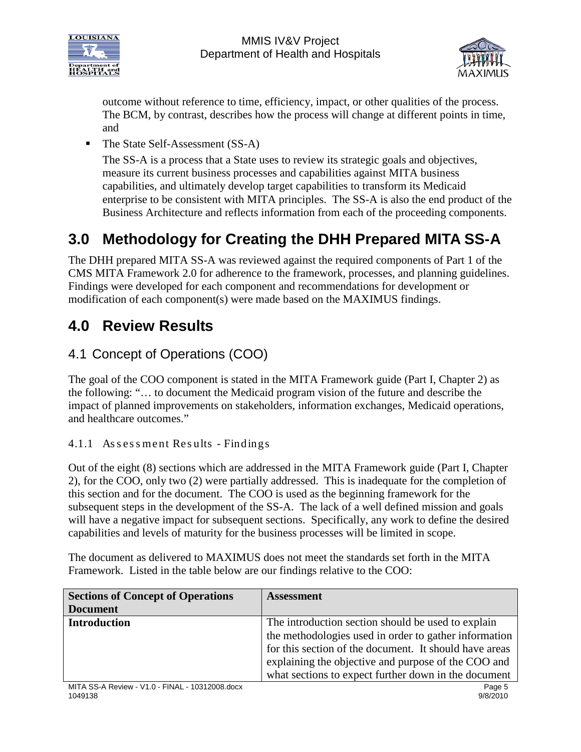outcome without reference to time, efficiency, impact, or other qualities of the process. The BCM, by contrast, describes how the process will change at different points in time, and

- The State Self-Assessment (SS-A)

  The SS-A is a process that a State uses to review its strategic goals and objectives, measure its current business processes and capabilities against MITA business capabilities, and ultimately develop target capabilities to transform its Medicaid enterprise to be consistent with MITA principles. The SS-A is also the end product of the Business Architecture and reflects information from each of the proceeding components.

# 3.0 Methodology for Creating the DHH Prepared MITA SS-A

The DHH prepared MITA SS-A was reviewed against the required components of Part 1 of the CMS MITA Framework 2.0 for adherence to the framework, processes, and planning guidelines. Findings were developed for each component and recommendations for development or modification of each component(s) were made based on the MAXIMUS findings.

# 4.0 Review Results

## 4.1 Concept of Operations (COO)

The goal of the COO component is stated in the MITA Framework guide (Part I, Chapter 2) as the following: "… to document the Medicaid program vision of the future and describe the impact of planned improvements on stakeholders, information exchanges, Medicaid operations, and healthcare outcomes."

### 4.1.1 Assessment Results - Findings

Out of the eight (8) sections which are addressed in the MITA Framework guide (Part I, Chapter 2), for the COO, only two (2) were partially addressed. This is inadequate for the completion of this section and for the document. The COO is used as the beginning framework for the subsequent steps in the development of the SS-A. The lack of a well defined mission and goals will have a negative impact for subsequent sections. Specifically, any work to define the desired capabilities and levels of maturity for the business processes will be limited in scope.

The document as delivered to MAXIMUS does not meet the standards set forth in the MITA Framework. Listed in the table below are our findings relative to the COO:

| Sections of Concept of Operations Document | Assessment |
|---|---|
| **Introduction** | The introduction section should be used to explain the methodologies used in order to gather information for this section of the document. It should have areas explaining the objective and purpose of the COO and what sections to expect further down in the document |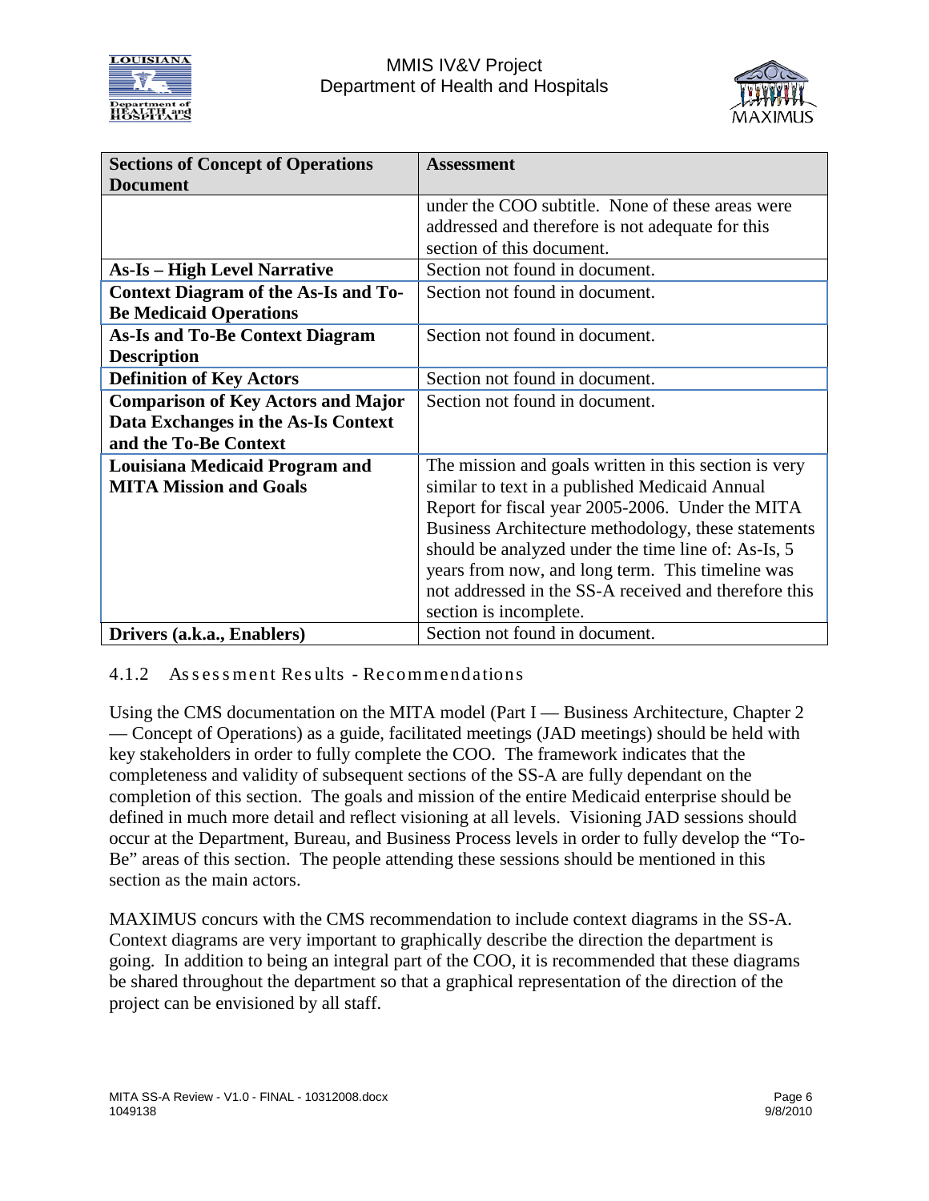| Sections of Concept of Operations Document | Assessment |
| --- | --- |
| | under the COO subtitle. None of these areas were addressed and therefore is not adequate for this section of this document. |
| **As-Is – High Level Narrative** | Section not found in document. |
| **Context Diagram of the As-Is and To-Be Medicaid Operations** | Section not found in document. |
| **As-Is and To-Be Context Diagram Description** | Section not found in document. |
| **Definition of Key Actors** | Section not found in document. |
| **Comparison of Key Actors and Major Data Exchanges in the As-Is Context and the To-Be Context** | Section not found in document. |
| **Louisiana Medicaid Program and MITA Mission and Goals** | The mission and goals written in this section is very similar to text in a published Medicaid Annual Report for fiscal year 2005-2006. Under the MITA Business Architecture methodology, these statements should be analyzed under the time line of: As-Is, 5 years from now, and long term. This timeline was not addressed in the SS-A received and therefore this section is incomplete. |
| **Drivers (a.k.a., Enablers)** | Section not found in document. |

### 4.1.2 Assessment Results - Recommendations

Using the CMS documentation on the MITA model (Part I — Business Architecture, Chapter 2 — Concept of Operations) as a guide, facilitated meetings (JAD meetings) should be held with key stakeholders in order to fully complete the COO. The framework indicates that the completeness and validity of subsequent sections of the SS-A are fully dependant on the completion of this section. The goals and mission of the entire Medicaid enterprise should be defined in much more detail and reflect visioning at all levels. Visioning JAD sessions should occur at the Department, Bureau, and Business Process levels in order to fully develop the "To-Be" areas of this section. The people attending these sessions should be mentioned in this section as the main actors.

MAXIMUS concurs with the CMS recommendation to include context diagrams in the SS-A. Context diagrams are very important to graphically describe the direction the department is going. In addition to being an integral part of the COO, it is recommended that these diagrams be shared throughout the department so that a graphical representation of the direction of the project can be envisioned by all staff.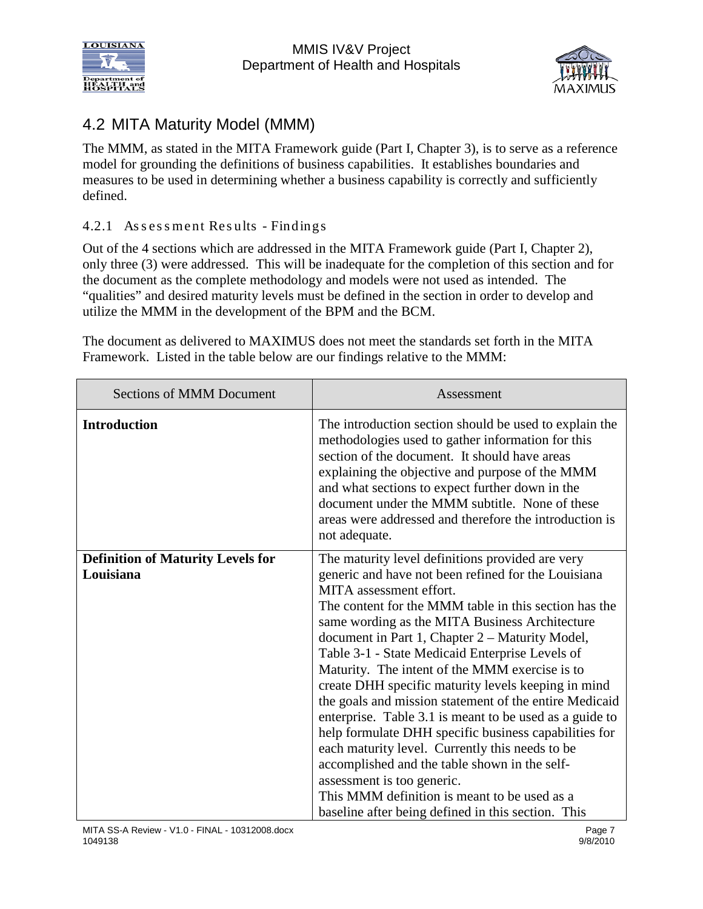## 4.2 MITA Maturity Model (MMM)

The MMM, as stated in the MITA Framework guide (Part I, Chapter 3), is to serve as a reference model for grounding the definitions of business capabilities. It establishes boundaries and measures to be used in determining whether a business capability is correctly and sufficiently defined.

### 4.2.1 Assessment Results - Findings

Out of the 4 sections which are addressed in the MITA Framework guide (Part I, Chapter 2), only three (3) were addressed. This will be inadequate for the completion of this section and for the document as the complete methodology and models were not used as intended. The "qualities" and desired maturity levels must be defined in the section in order to develop and utilize the MMM in the development of the BPM and the BCM.

The document as delivered to MAXIMUS does not meet the standards set forth in the MITA Framework. Listed in the table below are our findings relative to the MMM:

| Sections of MMM Document | Assessment |
|---|---|
| **Introduction** | The introduction section should be used to explain the methodologies used to gather information for this section of the document. It should have areas explaining the objective and purpose of the MMM and what sections to expect further down in the document under the MMM subtitle. None of these areas were addressed and therefore the introduction is not adequate. |
| **Definition of Maturity Levels for Louisiana** | The maturity level definitions provided are very generic and have not been refined for the Louisiana MITA assessment effort.<br>The content for the MMM table in this section has the same wording as the MITA Business Architecture document in Part 1, Chapter 2 – Maturity Model, Table 3-1 - State Medicaid Enterprise Levels of Maturity. The intent of the MMM exercise is to create DHH specific maturity levels keeping in mind the goals and mission statement of the entire Medicaid enterprise. Table 3.1 is meant to be used as a guide to help formulate DHH specific business capabilities for each maturity level. Currently this needs to be accomplished and the table shown in the self-assessment is too generic.<br>This MMM definition is meant to be used as a baseline after being defined in this section. This |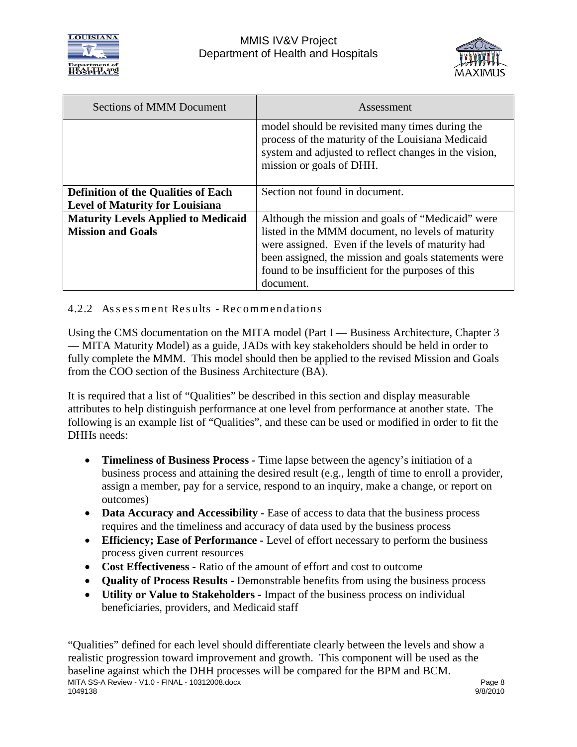| Sections of MMM Document | Assessment |
|---|---|
| | model should be revisited many times during the process of the maturity of the Louisiana Medicaid system and adjusted to reflect changes in the vision, mission or goals of DHH. |
| **Definition of the Qualities of Each Level of Maturity for Louisiana** | Section not found in document. |
| **Maturity Levels Applied to Medicaid Mission and Goals** | Although the mission and goals of "Medicaid" were listed in the MMM document, no levels of maturity were assigned. Even if the levels of maturity had been assigned, the mission and goals statements were found to be insufficient for the purposes of this document. |

### 4.2.2 Assessment Results - Recommendations

Using the CMS documentation on the MITA model (Part I — Business Architecture, Chapter 3 — MITA Maturity Model) as a guide, JADs with key stakeholders should be held in order to fully complete the MMM. This model should then be applied to the revised Mission and Goals from the COO section of the Business Architecture (BA).

It is required that a list of "Qualities" be described in this section and display measurable attributes to help distinguish performance at one level from performance at another state. The following is an example list of "Qualities", and these can be used or modified in order to fit the DHHs needs:

- **Timeliness of Business Process -** Time lapse between the agency's initiation of a business process and attaining the desired result (e.g., length of time to enroll a provider, assign a member, pay for a service, respond to an inquiry, make a change, or report on outcomes)
- **Data Accuracy and Accessibility -** Ease of access to data that the business process requires and the timeliness and accuracy of data used by the business process
- **Efficiency; Ease of Performance -** Level of effort necessary to perform the business process given current resources
- **Cost Effectiveness -** Ratio of the amount of effort and cost to outcome
- **Quality of Process Results -** Demonstrable benefits from using the business process
- **Utility or Value to Stakeholders -** Impact of the business process on individual beneficiaries, providers, and Medicaid staff

"Qualities" defined for each level should differentiate clearly between the levels and show a realistic progression toward improvement and growth. This component will be used as the baseline against which the DHH processes will be compared for the BPM and BCM.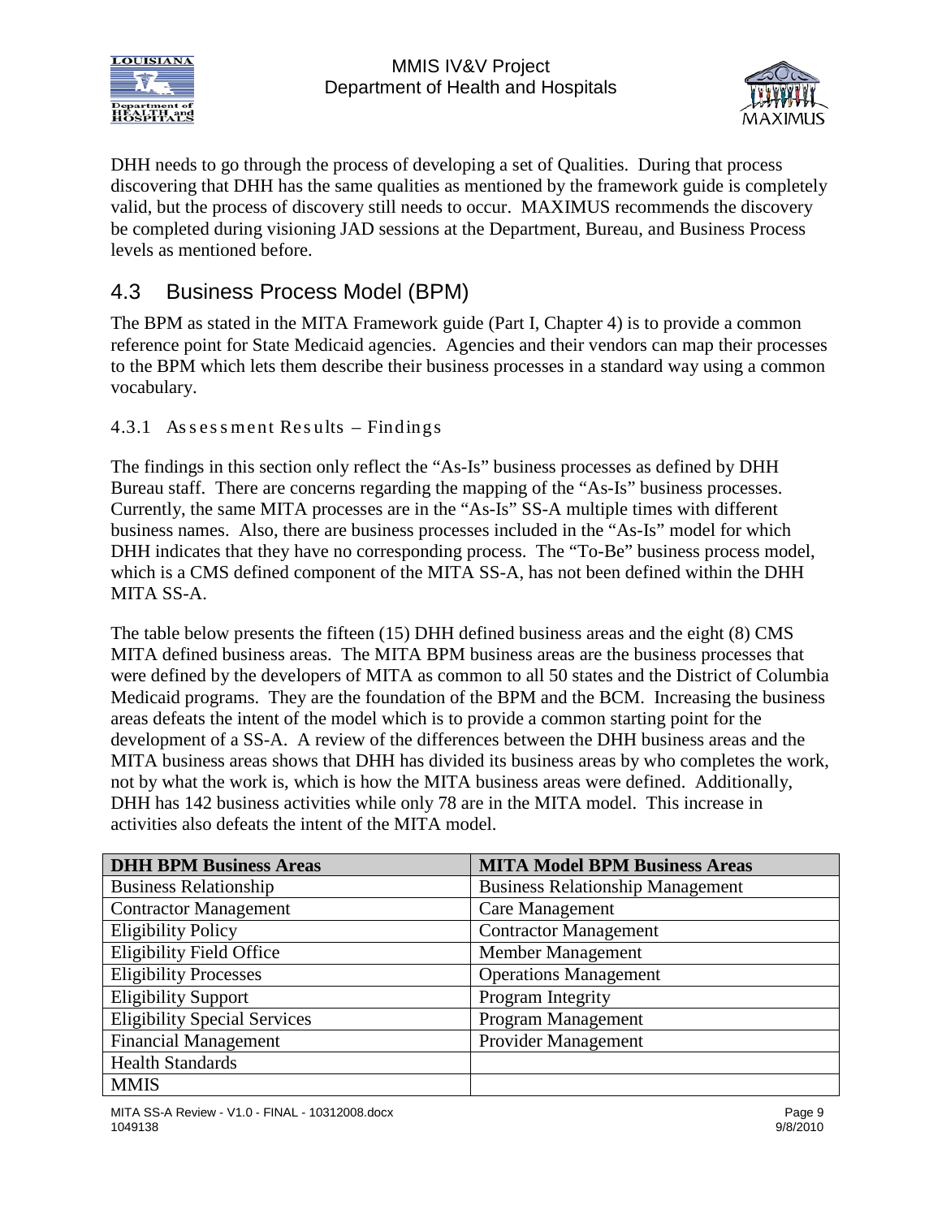DHH needs to go through the process of developing a set of Qualities. During that process discovering that DHH has the same qualities as mentioned by the framework guide is completely valid, but the process of discovery still needs to occur. MAXIMUS recommends the discovery be completed during visioning JAD sessions at the Department, Bureau, and Business Process levels as mentioned before.

## 4.3 Business Process Model (BPM)

The BPM as stated in the MITA Framework guide (Part I, Chapter 4) is to provide a common reference point for State Medicaid agencies. Agencies and their vendors can map their processes to the BPM which lets them describe their business processes in a standard way using a common vocabulary.

### 4.3.1 Assessment Results – Findings

The findings in this section only reflect the "As-Is" business processes as defined by DHH Bureau staff. There are concerns regarding the mapping of the "As-Is" business processes. Currently, the same MITA processes are in the "As-Is" SS-A multiple times with different business names. Also, there are business processes included in the "As-Is" model for which DHH indicates that they have no corresponding process. The "To-Be" business process model, which is a CMS defined component of the MITA SS-A, has not been defined within the DHH MITA SS-A.

The table below presents the fifteen (15) DHH defined business areas and the eight (8) CMS MITA defined business areas. The MITA BPM business areas are the business processes that were defined by the developers of MITA as common to all 50 states and the District of Columbia Medicaid programs. They are the foundation of the BPM and the BCM. Increasing the business areas defeats the intent of the model which is to provide a common starting point for the development of a SS-A. A review of the differences between the DHH business areas and the MITA business areas shows that DHH has divided its business areas by who completes the work, not by what the work is, which is how the MITA business areas were defined. Additionally, DHH has 142 business activities while only 78 are in the MITA model. This increase in activities also defeats the intent of the MITA model.

| DHH BPM Business Areas | MITA Model BPM Business Areas |
|---|---|
| Business Relationship | Business Relationship Management |
| Contractor Management | Care Management |
| Eligibility Policy | Contractor Management |
| Eligibility Field Office | Member Management |
| Eligibility Processes | Operations Management |
| Eligibility Support | Program Integrity |
| Eligibility Special Services | Program Management |
| Financial Management | Provider Management |
| Health Standards | |
| MMIS | |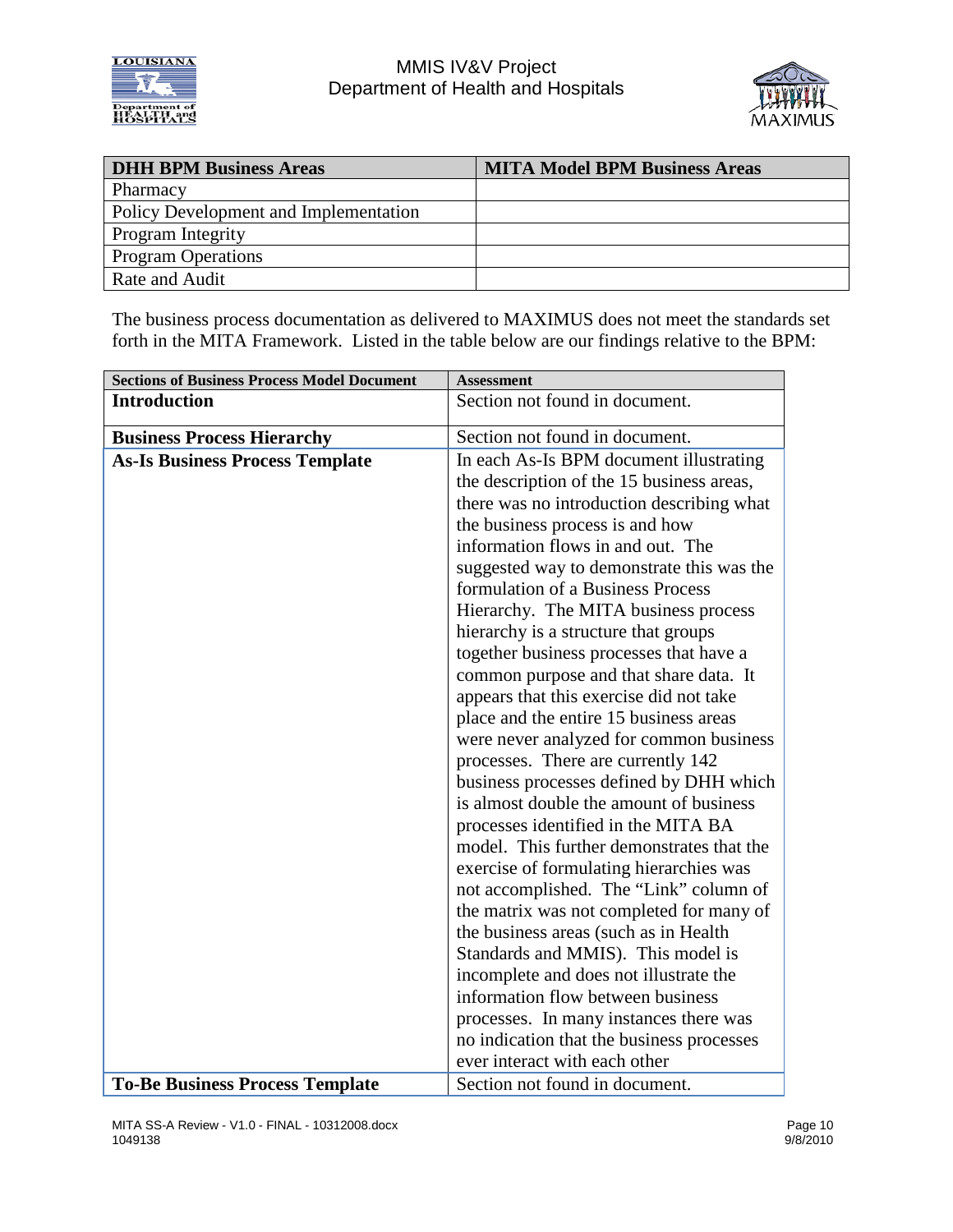| DHH BPM Business Areas | MITA Model BPM Business Areas |
|---|---|
| Pharmacy | |
| Policy Development and Implementation | |
| Program Integrity | |
| Program Operations | |
| Rate and Audit | |

The business process documentation as delivered to MAXIMUS does not meet the standards set forth in the MITA Framework. Listed in the table below are our findings relative to the BPM:

| Sections of Business Process Model Document | Assessment |
|---|---|
| **Introduction** | Section not found in document. |
| **Business Process Hierarchy** | Section not found in document. |
| **As-Is Business Process Template** | In each As-Is BPM document illustrating the description of the 15 business areas, there was no introduction describing what the business process is and how information flows in and out. The suggested way to demonstrate this was the formulation of a Business Process Hierarchy. The MITA business process hierarchy is a structure that groups together business processes that have a common purpose and that share data. It appears that this exercise did not take place and the entire 15 business areas were never analyzed for common business processes. There are currently 142 business processes defined by DHH which is almost double the amount of business processes identified in the MITA BA model. This further demonstrates that the exercise of formulating hierarchies was not accomplished. The "Link" column of the matrix was not completed for many of the business areas (such as in Health Standards and MMIS). This model is incomplete and does not illustrate the information flow between business processes. In many instances there was no indication that the business processes ever interact with each other |
| **To-Be Business Process Template** | Section not found in document. |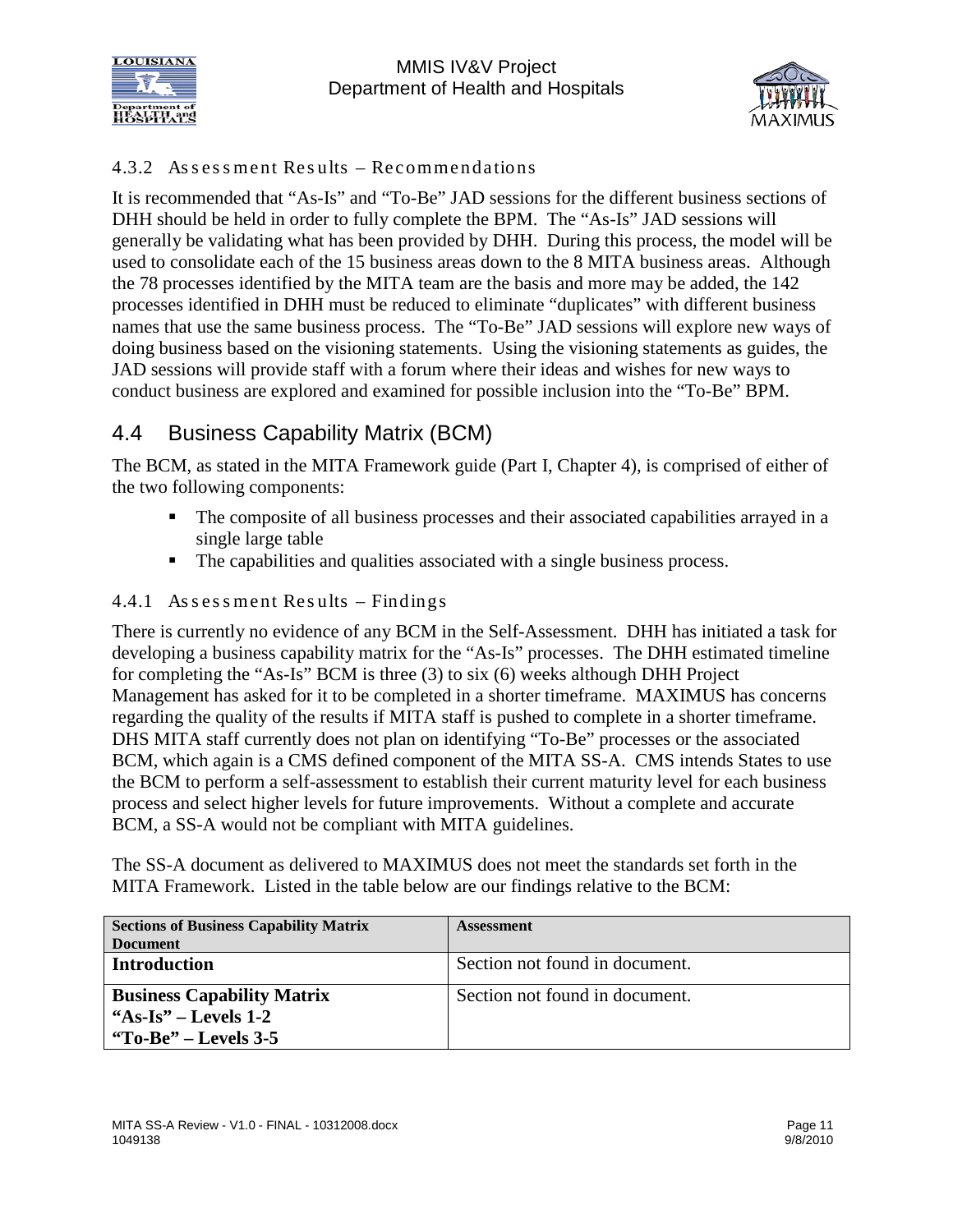### 4.3.2 Assessment Results – Recommendations

It is recommended that "As-Is" and "To-Be" JAD sessions for the different business sections of DHH should be held in order to fully complete the BPM. The "As-Is" JAD sessions will generally be validating what has been provided by DHH. During this process, the model will be used to consolidate each of the 15 business areas down to the 8 MITA business areas. Although the 78 processes identified by the MITA team are the basis and more may be added, the 142 processes identified in DHH must be reduced to eliminate "duplicates" with different business names that use the same business process. The "To-Be" JAD sessions will explore new ways of doing business based on the visioning statements. Using the visioning statements as guides, the JAD sessions will provide staff with a forum where their ideas and wishes for new ways to conduct business are explored and examined for possible inclusion into the "To-Be" BPM.

## 4.4 Business Capability Matrix (BCM)

The BCM, as stated in the MITA Framework guide (Part I, Chapter 4), is comprised of either of the two following components:

- The composite of all business processes and their associated capabilities arrayed in a single large table
- The capabilities and qualities associated with a single business process.

### 4.4.1 Assessment Results – Findings

There is currently no evidence of any BCM in the Self-Assessment. DHH has initiated a task for developing a business capability matrix for the "As-Is" processes. The DHH estimated timeline for completing the "As-Is" BCM is three (3) to six (6) weeks although DHH Project Management has asked for it to be completed in a shorter timeframe. MAXIMUS has concerns regarding the quality of the results if MITA staff is pushed to complete in a shorter timeframe. DHS MITA staff currently does not plan on identifying "To-Be" processes or the associated BCM, which again is a CMS defined component of the MITA SS-A. CMS intends States to use the BCM to perform a self-assessment to establish their current maturity level for each business process and select higher levels for future improvements. Without a complete and accurate BCM, a SS-A would not be compliant with MITA guidelines.

The SS-A document as delivered to MAXIMUS does not meet the standards set forth in the MITA Framework. Listed in the table below are our findings relative to the BCM:

| Sections of Business Capability Matrix Document | Assessment |
|---|---|
| **Introduction** | Section not found in document. |
| **Business Capability Matrix<br>"As-Is" – Levels 1-2<br>"To-Be" – Levels 3-5** | Section not found in document. |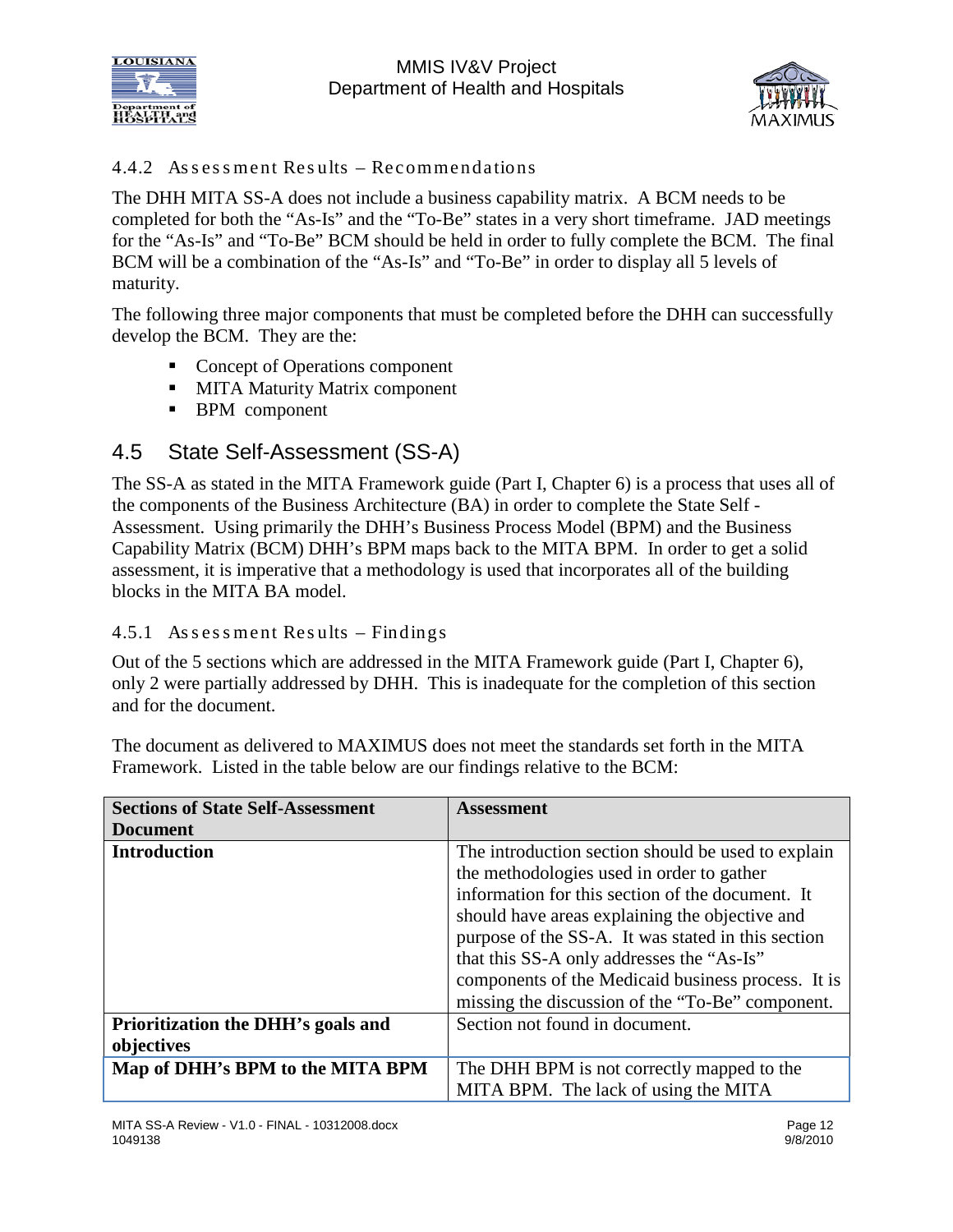### 4.4.2 Assessment Results – Recommendations

The DHH MITA SS-A does not include a business capability matrix. A BCM needs to be completed for both the "As-Is" and the "To-Be" states in a very short timeframe. JAD meetings for the "As-Is" and "To-Be" BCM should be held in order to fully complete the BCM. The final BCM will be a combination of the "As-Is" and "To-Be" in order to display all 5 levels of maturity.

The following three major components that must be completed before the DHH can successfully develop the BCM. They are the:

- Concept of Operations component
- MITA Maturity Matrix component
- BPM component

## 4.5 State Self-Assessment (SS-A)

The SS-A as stated in the MITA Framework guide (Part I, Chapter 6) is a process that uses all of the components of the Business Architecture (BA) in order to complete the State Self - Assessment. Using primarily the DHH's Business Process Model (BPM) and the Business Capability Matrix (BCM) DHH's BPM maps back to the MITA BPM. In order to get a solid assessment, it is imperative that a methodology is used that incorporates all of the building blocks in the MITA BA model.

### 4.5.1 Assessment Results – Findings

Out of the 5 sections which are addressed in the MITA Framework guide (Part I, Chapter 6), only 2 were partially addressed by DHH. This is inadequate for the completion of this section and for the document.

The document as delivered to MAXIMUS does not meet the standards set forth in the MITA Framework. Listed in the table below are our findings relative to the BCM:

| Sections of State Self-Assessment Document | Assessment |
|---|---|
| **Introduction** | The introduction section should be used to explain the methodologies used in order to gather information for this section of the document. It should have areas explaining the objective and purpose of the SS-A. It was stated in this section that this SS-A only addresses the "As-Is" components of the Medicaid business process. It is missing the discussion of the "To-Be" component. |
| **Prioritization the DHH's goals and objectives** | Section not found in document. |
| **Map of DHH's BPM to the MITA BPM** | The DHH BPM is not correctly mapped to the MITA BPM. The lack of using the MITA |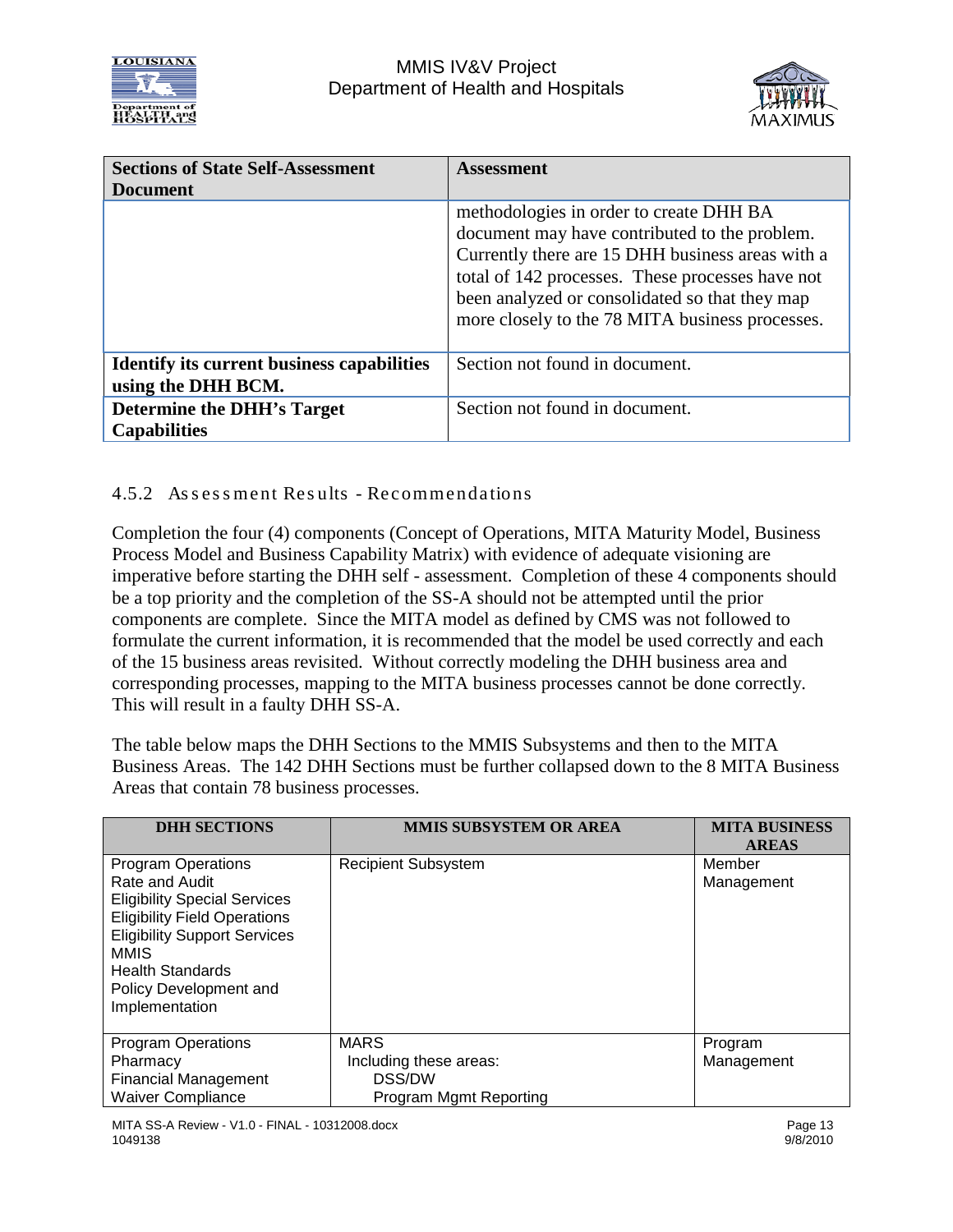| Sections of State Self-Assessment Document | Assessment |
| --- | --- |
| | methodologies in order to create DHH BA document may have contributed to the problem. Currently there are 15 DHH business areas with a total of 142 processes. These processes have not been analyzed or consolidated so that they map more closely to the 78 MITA business processes. |
| **Identify its current business capabilities using the DHH BCM.** | Section not found in document. |
| **Determine the DHH's Target Capabilities** | Section not found in document. |

### 4.5.2 Assessment Results - Recommendations

Completion the four (4) components (Concept of Operations, MITA Maturity Model, Business Process Model and Business Capability Matrix) with evidence of adequate visioning are imperative before starting the DHH self - assessment. Completion of these 4 components should be a top priority and the completion of the SS-A should not be attempted until the prior components are complete. Since the MITA model as defined by CMS was not followed to formulate the current information, it is recommended that the model be used correctly and each of the 15 business areas revisited. Without correctly modeling the DHH business area and corresponding processes, mapping to the MITA business processes cannot be done correctly. This will result in a faulty DHH SS-A.

The table below maps the DHH Sections to the MMIS Subsystems and then to the MITA Business Areas. The 142 DHH Sections must be further collapsed down to the 8 MITA Business Areas that contain 78 business processes.

| DHH SECTIONS | MMIS SUBSYSTEM OR AREA | MITA BUSINESS AREAS |
| --- | --- | --- |
| Program Operations<br>Rate and Audit<br>Eligibility Special Services<br>Eligibility Field Operations<br>Eligibility Support Services<br>MMIS<br>Health Standards<br>Policy Development and Implementation | Recipient Subsystem | Member Management |
| Program Operations<br>Pharmacy<br>Financial Management<br>Waiver Compliance | MARS<br>Including these areas:<br>DSS/DW<br>Program Mgmt Reporting | Program Management |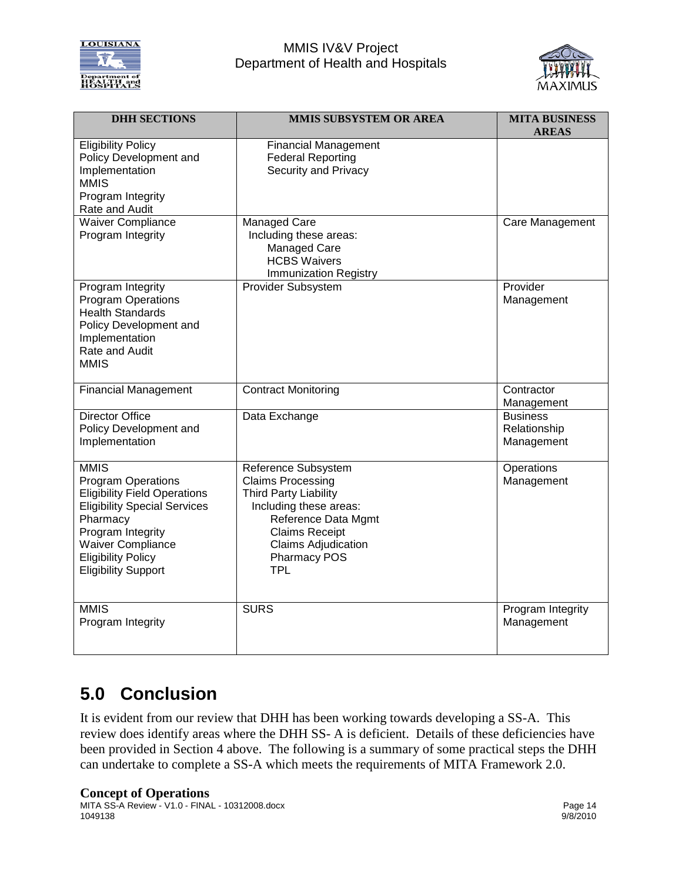| DHH SECTIONS | MMIS SUBSYSTEM OR AREA | MITA BUSINESS AREAS |
|---|---|---|
| Eligibility Policy<br>Policy Development and Implementation<br>MMIS<br>Program Integrity<br>Rate and Audit | Financial Management<br>Federal Reporting<br>Security and Privacy | |
| Waiver Compliance<br>Program Integrity | Managed Care<br>Including these areas:<br>Managed Care<br>HCBS Waivers<br>Immunization Registry | Care Management |
| Program Integrity<br>Program Operations<br>Health Standards<br>Policy Development and Implementation<br>Rate and Audit<br>MMIS | Provider Subsystem | Provider Management |
| Financial Management | Contract Monitoring | Contractor Management |
| Director Office<br>Policy Development and Implementation | Data Exchange | Business Relationship Management |
| MMIS<br>Program Operations<br>Eligibility Field Operations<br>Eligibility Special Services<br>Pharmacy<br>Program Integrity<br>Waiver Compliance<br>Eligibility Policy<br>Eligibility Support | Reference Subsystem<br>Claims Processing<br>Third Party Liability<br>Including these areas:<br>Reference Data Mgmt<br>Claims Receipt<br>Claims Adjudication<br>Pharmacy POS<br>TPL | Operations Management |
| MMIS<br>Program Integrity | SURS | Program Integrity Management |

# 5.0 Conclusion

It is evident from our review that DHH has been working towards developing a SS-A. This review does identify areas where the DHH SS- A is deficient. Details of these deficiencies have been provided in Section 4 above. The following is a summary of some practical steps the DHH can undertake to complete a SS-A which meets the requirements of MITA Framework 2.0.

**Concept of Operations**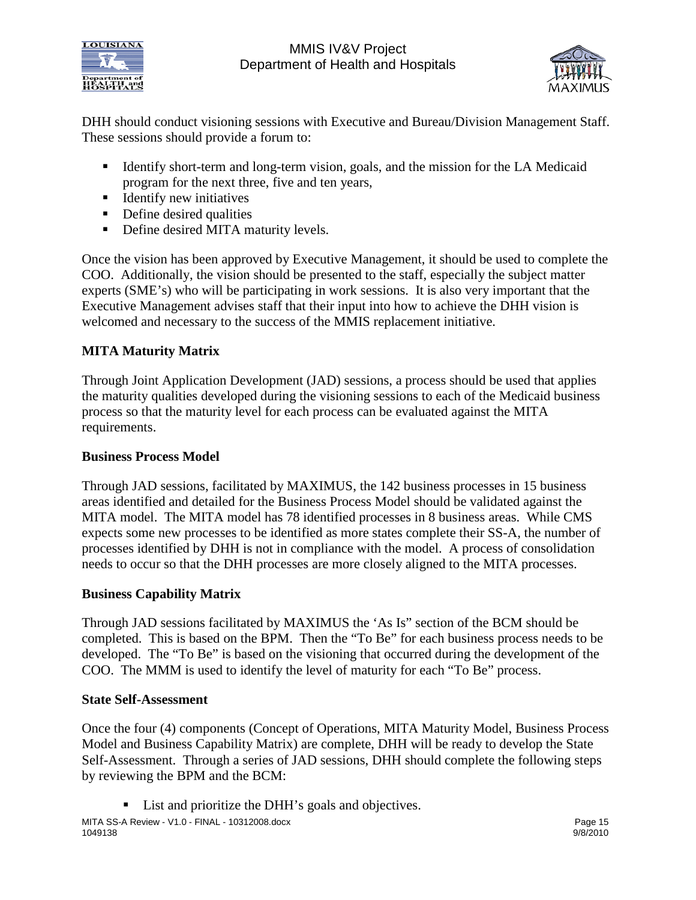DHH should conduct visioning sessions with Executive and Bureau/Division Management Staff. These sessions should provide a forum to:

- Identify short-term and long-term vision, goals, and the mission for the LA Medicaid program for the next three, five and ten years,
- Identify new initiatives
- Define desired qualities
- Define desired MITA maturity levels.

Once the vision has been approved by Executive Management, it should be used to complete the COO. Additionally, the vision should be presented to the staff, especially the subject matter experts (SME's) who will be participating in work sessions. It is also very important that the Executive Management advises staff that their input into how to achieve the DHH vision is welcomed and necessary to the success of the MMIS replacement initiative.

**MITA Maturity Matrix**

Through Joint Application Development (JAD) sessions, a process should be used that applies the maturity qualities developed during the visioning sessions to each of the Medicaid business process so that the maturity level for each process can be evaluated against the MITA requirements.

**Business Process Model**

Through JAD sessions, facilitated by MAXIMUS, the 142 business processes in 15 business areas identified and detailed for the Business Process Model should be validated against the MITA model. The MITA model has 78 identified processes in 8 business areas. While CMS expects some new processes to be identified as more states complete their SS-A, the number of processes identified by DHH is not in compliance with the model. A process of consolidation needs to occur so that the DHH processes are more closely aligned to the MITA processes.

**Business Capability Matrix**

Through JAD sessions facilitated by MAXIMUS the 'As Is" section of the BCM should be completed. This is based on the BPM. Then the "To Be" for each business process needs to be developed. The "To Be" is based on the visioning that occurred during the development of the COO. The MMM is used to identify the level of maturity for each "To Be" process.

**State Self-Assessment**

Once the four (4) components (Concept of Operations, MITA Maturity Model, Business Process Model and Business Capability Matrix) are complete, DHH will be ready to develop the State Self-Assessment. Through a series of JAD sessions, DHH should complete the following steps by reviewing the BPM and the BCM:

- List and prioritize the DHH's goals and objectives.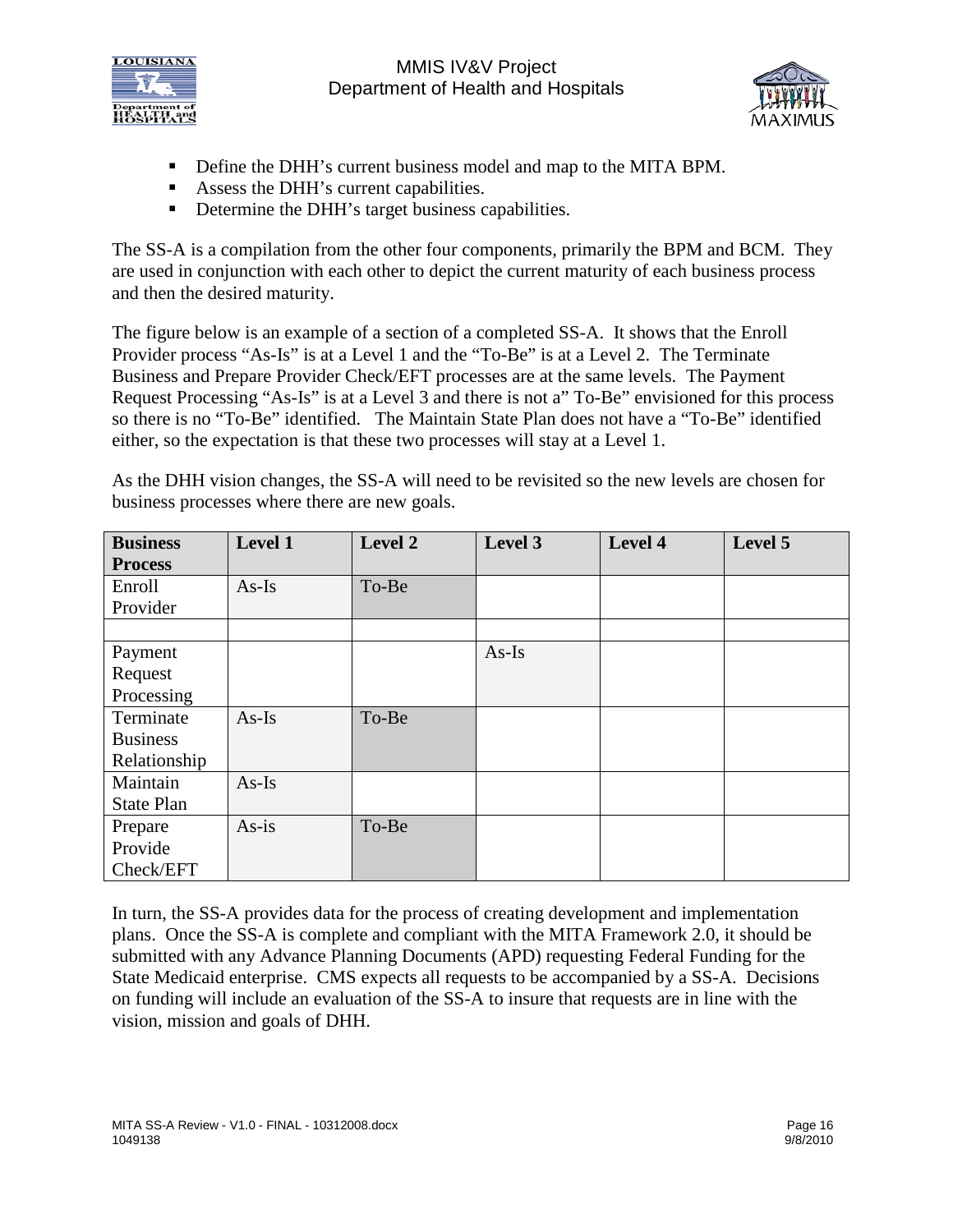- Define the DHH's current business model and map to the MITA BPM.
- Assess the DHH's current capabilities.
- Determine the DHH's target business capabilities.

The SS-A is a compilation from the other four components, primarily the BPM and BCM. They are used in conjunction with each other to depict the current maturity of each business process and then the desired maturity.

The figure below is an example of a section of a completed SS-A. It shows that the Enroll Provider process "As-Is" is at a Level 1 and the "To-Be" is at a Level 2. The Terminate Business and Prepare Provider Check/EFT processes are at the same levels. The Payment Request Processing "As-Is" is at a Level 3 and there is not a" To-Be" envisioned for this process so there is no "To-Be" identified. The Maintain State Plan does not have a "To-Be" identified either, so the expectation is that these two processes will stay at a Level 1.

As the DHH vision changes, the SS-A will need to be revisited so the new levels are chosen for business processes where there are new goals.

| **Business Process** | **Level 1** | **Level 2** | **Level 3** | **Level 4** | **Level 5** |
|---|---|---|---|---|---|
| Enroll Provider | As-Is | To-Be | | | |
| | | | | | |
| Payment Request Processing | | | As-Is | | |
| Terminate Business Relationship | As-Is | To-Be | | | |
| Maintain State Plan | As-Is | | | | |
| Prepare Provide Check/EFT | As-is | To-Be | | | |

In turn, the SS-A provides data for the process of creating development and implementation plans. Once the SS-A is complete and compliant with the MITA Framework 2.0, it should be submitted with any Advance Planning Documents (APD) requesting Federal Funding for the State Medicaid enterprise. CMS expects all requests to be accompanied by a SS-A. Decisions on funding will include an evaluation of the SS-A to insure that requests are in line with the vision, mission and goals of DHH.